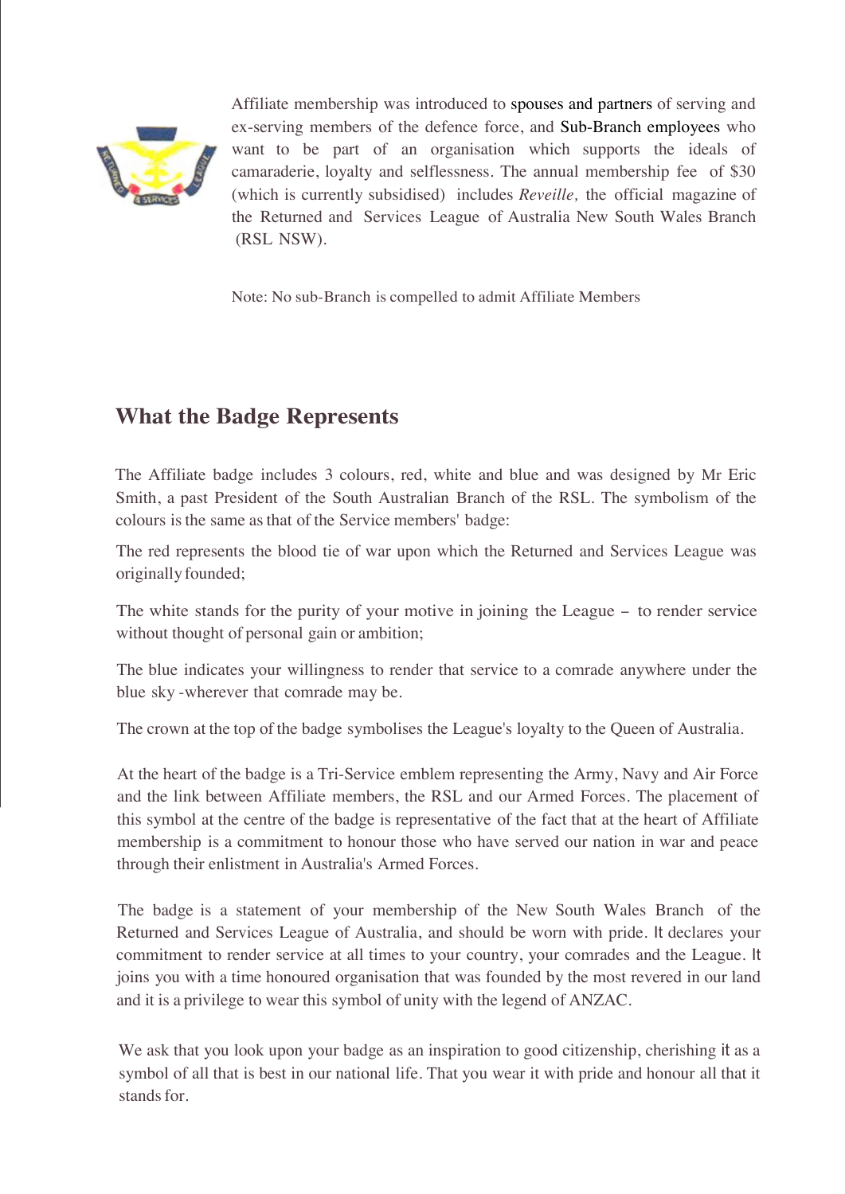Affiliate membership was introduced to spouses and partners of serving and ex-serving members of the defence force, and Sub-Branch employees who want to be part of an organisation which supports the ideals of camaraderie, loyalty and selflessness. The annual membership fee of $30 (which is currently subsidised) includes *Reveille,* the official magazine of the Returned and Services League of Australia New South Wales Branch (RSL NSW).

Note: No sub-Branch is compelled to admit Affiliate Members

## What the Badge Represents

The Affiliate badge includes 3 colours, red, white and blue and was designed by Mr Eric Smith, a past President of the South Australian Branch of the RSL. The symbolism of the colours is the same as that of the Service members' badge:

The red represents the blood tie of war upon which the Returned and Services League was originally founded;

The white stands for the purity of your motive in joining the League – to render service without thought of personal gain or ambition;

The blue indicates your willingness to render that service to a comrade anywhere under the blue sky -wherever that comrade may be.

The crown at the top of the badge symbolises the League's loyalty to the Queen of Australia.

At the heart of the badge is a Tri-Service emblem representing the Army, Navy and Air Force and the link between Affiliate members, the RSL and our Armed Forces. The placement of this symbol at the centre of the badge is representative of the fact that at the heart of Affiliate membership is a commitment to honour those who have served our nation in war and peace through their enlistment in Australia's Armed Forces.

The badge is a statement of your membership of the New South Wales Branch of the Returned and Services League of Australia, and should be worn with pride. It declares your commitment to render service at all times to your country, your comrades and the League. It joins you with a time honoured organisation that was founded by the most revered in our land and it is a privilege to wear this symbol of unity with the legend of ANZAC.

We ask that you look upon your badge as an inspiration to good citizenship, cherishing it as a symbol of all that is best in our national life. That you wear it with pride and honour all that it stands for.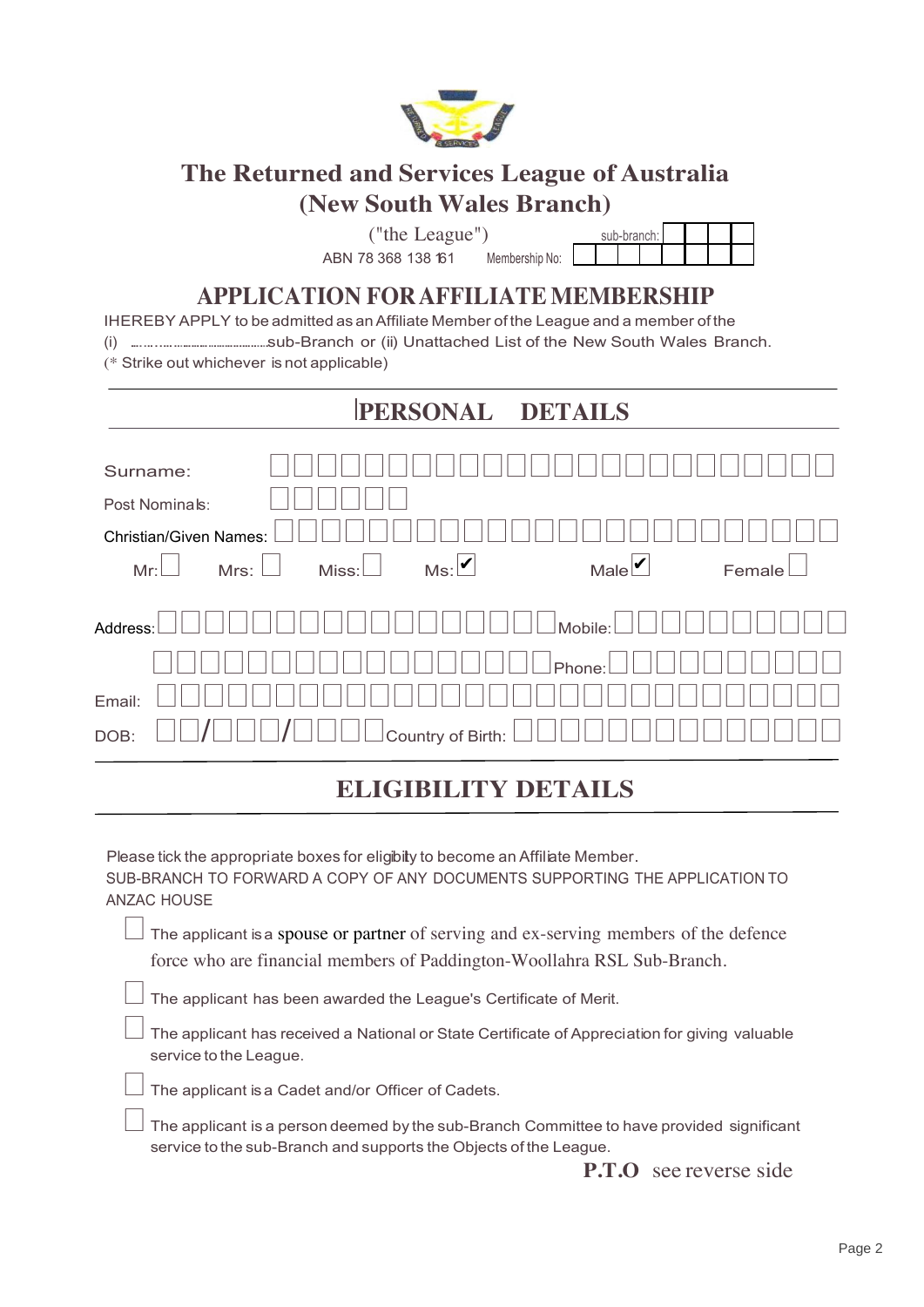# The Returned and Services League of Australia
# (New South Wales Branch)

("the League")

ABN 78 368 138 161 Membership No: ☐☐☐☐☐☐☐☐ sub-branch: ☐☐☐☐

## APPLICATION FOR AFFILIATE MEMBERSHIP

I HEREBY APPLY to be admitted as an Affiliate Member of the League and a member of the

(i) ……………………………sub-Branch or (ii) Unattached List of the New South Wales Branch.

(* Strike out whichever is not applicable)

## PERSONAL DETAILS

Surname:

Post Nominals:

Christian/Given Names:

Mr: ☐ Mrs: ☐ Miss: ☐ Ms: ☑ Male ☑ Female ☐

Address: Mobile:

Phone:

Email:

DOB: __ / ___ / ____ Country of Birth:

## ELIGIBILITY DETAILS

Please tick the appropriate boxes for eligibility to become an Affiliate Member.

SUB-BRANCH TO FORWARD A COPY OF ANY DOCUMENTS SUPPORTING THE APPLICATION TO ANZAC HOUSE

☐ The applicant is a spouse or partner of serving and ex-serving members of the defence force who are financial members of Paddington-Woollahra RSL Sub-Branch.

☐ The applicant has been awarded the League's Certificate of Merit.

☐ The applicant has received a National or State Certificate of Appreciation for giving valuable service to the League.

☐ The applicant is a Cadet and/or Officer of Cadets.

☐ The applicant is a person deemed by the sub-Branch Committee to have provided significant service to the sub-Branch and supports the Objects of the League.

**P.T.O** see reverse side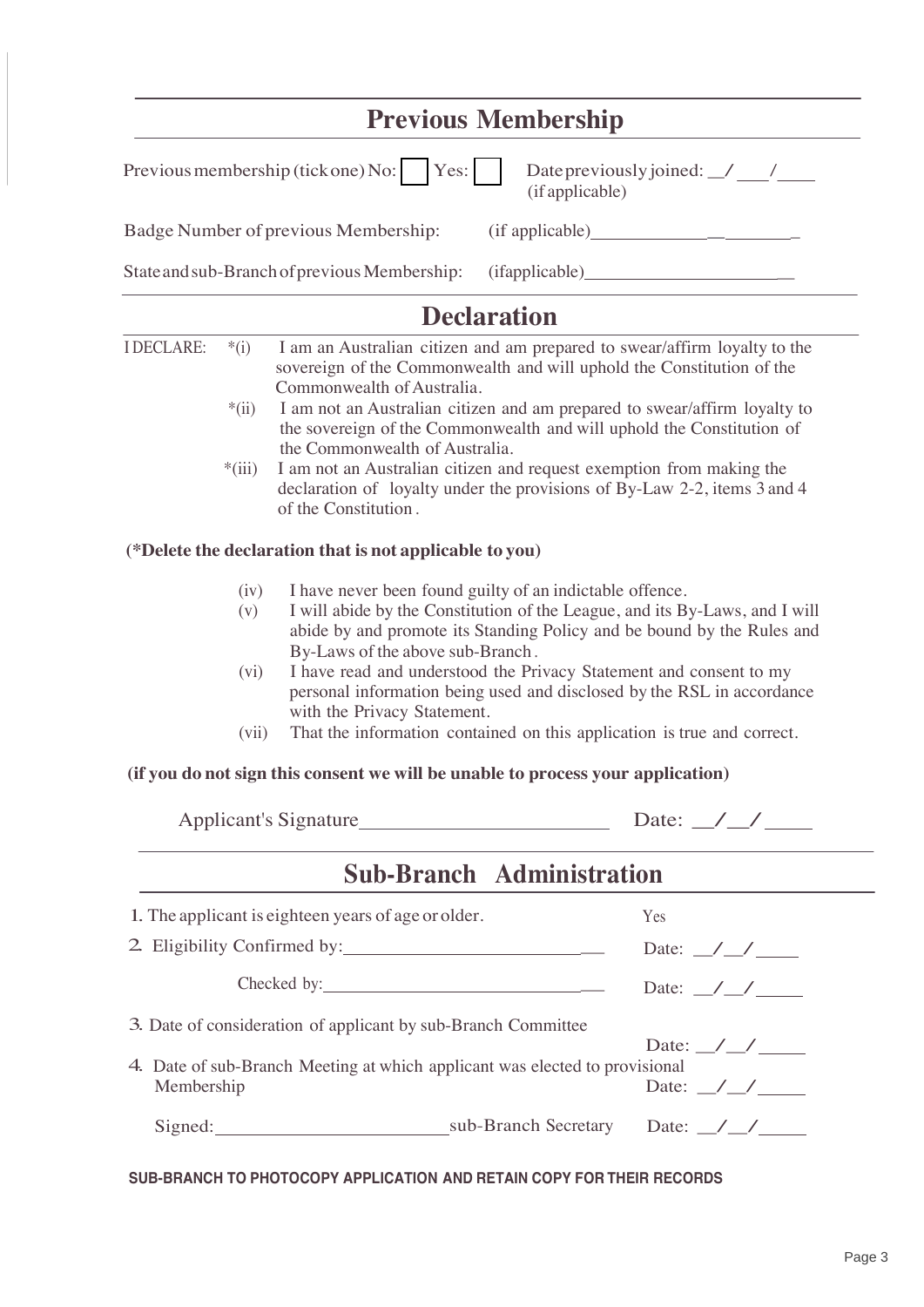## Previous Membership

Previous membership (tick one) No: ☐ Yes: ☐ Date previously joined: __/___/____ (if applicable)

Badge Number of previous Membership: (if applicable)________________

State and sub-Branch of previous Membership: (if applicable)________________

## Declaration

I DECLARE:

*(i) I am an Australian citizen and am prepared to swear/affirm loyalty to the sovereign of the Commonwealth and will uphold the Constitution of the Commonwealth of Australia.

*(ii) I am not an Australian citizen and am prepared to swear/affirm loyalty to the sovereign of the Commonwealth and will uphold the Constitution of the Commonwealth of Australia.

*(iii) I am not an Australian citizen and request exemption from making the declaration of loyalty under the provisions of By-Law 2-2, items 3 and 4 of the Constitution.

**(*Delete the declaration that is not applicable to you)**

(iv) I have never been found guilty of an indictable offence.

(v) I will abide by the Constitution of the League, and its By-Laws, and I will abide by and promote its Standing Policy and be bound by the Rules and By-Laws of the above sub-Branch.

(vi) I have read and understood the Privacy Statement and consent to my personal information being used and disclosed by the RSL in accordance with the Privacy Statement.

(vii) That the information contained on this application is true and correct.

**(if you do not sign this consent we will be unable to process your application)**

Applicant's Signature________________________ Date: __/__/____

## Sub-Branch Administration

1. The applicant is eighteen years of age or older. Yes
2. Eligibility Confirmed by:________________________ Date: __/__/____

   Checked by:________________________ Date: __/__/____
3. Date of consideration of applicant by sub-Branch Committee Date: __/__/____
4. Date of sub-Branch Meeting at which applicant was elected to provisional Membership Date: __/__/____

Signed:________________________ sub-Branch Secretary Date: __/__/____

**SUB-BRANCH TO PHOTOCOPY APPLICATION AND RETAIN COPY FOR THEIR RECORDS**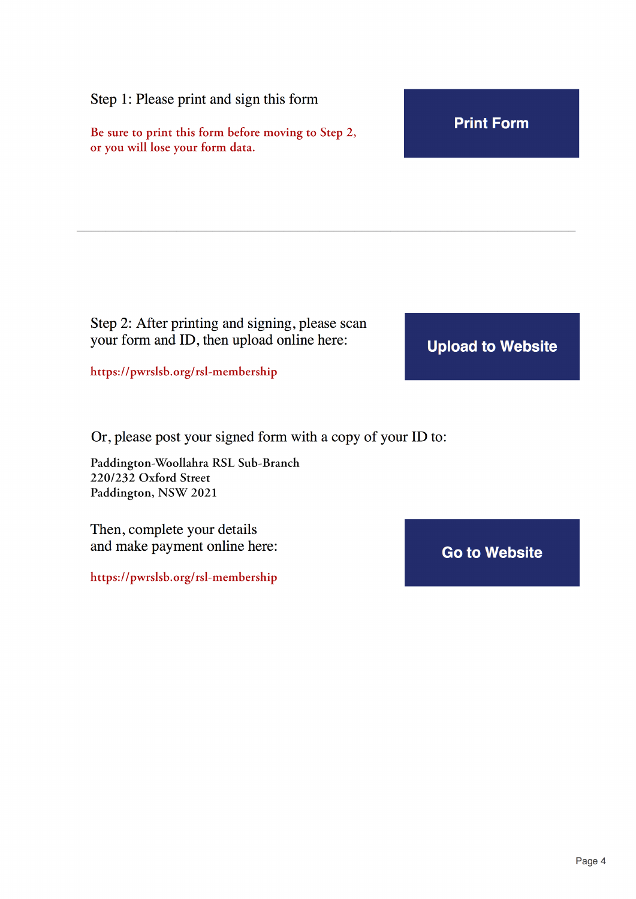Step 1: Please print and sign this form

Be sure to print this form before moving to Step 2, or you will lose your form data.

**Print Form**

---

Step 2: After printing and signing, please scan your form and ID, then upload online here:

https://pwrslsb.org/rsl-membership

**Upload to Website**

Or, please post your signed form with a copy of your ID to:

Paddington-Woollahra RSL Sub-Branch
220/232 Oxford Street
Paddington, NSW 2021

Then, complete your details and make payment online here:

https://pwrslsb.org/rsl-membership

**Go to Website**